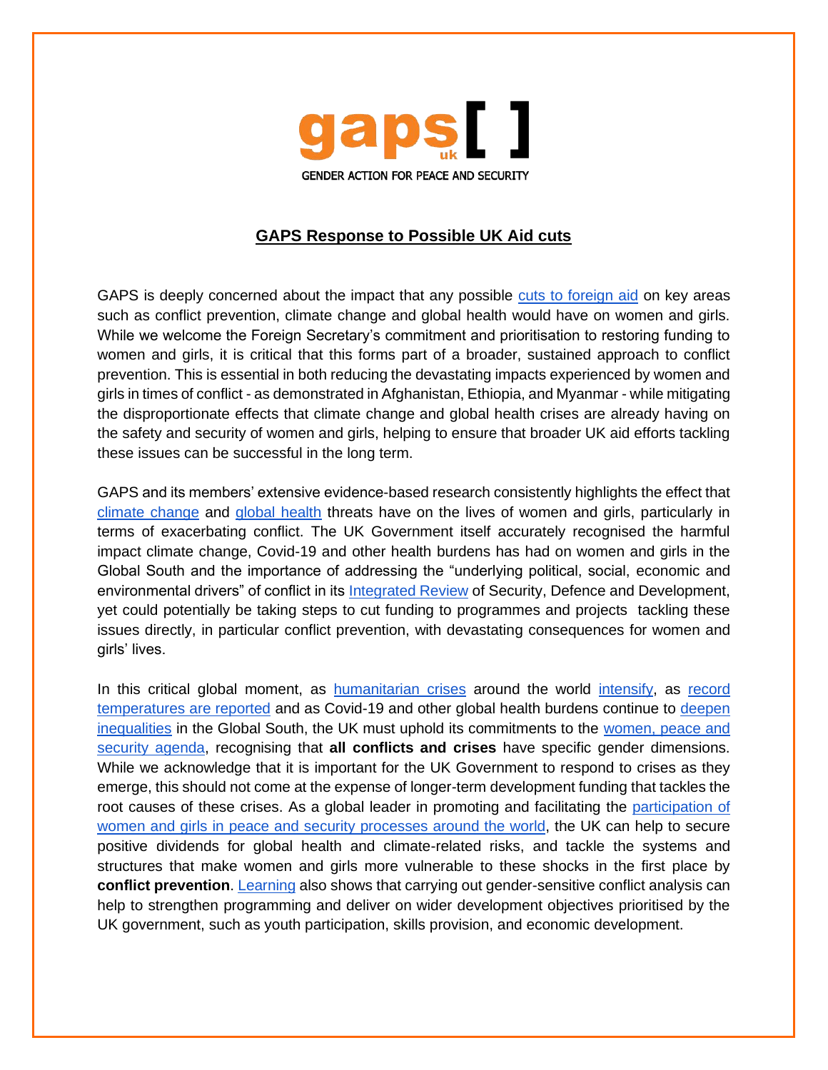gaps uk [ ]

GENDER ACTION FOR PEACE AND SECURITY

# GAPS Response to Possible UK Aid cuts

GAPS is deeply concerned about the impact that any possible cuts to foreign aid on key areas such as conflict prevention, climate change and global health would have on women and girls. While we welcome the Foreign Secretary's commitment and prioritisation to restoring funding to women and girls, it is critical that this forms part of a broader, sustained approach to conflict prevention. This is essential in both reducing the devastating impacts experienced by women and girls in times of conflict - as demonstrated in Afghanistan, Ethiopia, and Myanmar - while mitigating the disproportionate effects that climate change and global health crises are already having on the safety and security of women and girls, helping to ensure that broader UK aid efforts tackling these issues can be successful in the long term.

GAPS and its members' extensive evidence-based research consistently highlights the effect that climate change and global health threats have on the lives of women and girls, particularly in terms of exacerbating conflict. The UK Government itself accurately recognised the harmful impact climate change, Covid-19 and other health burdens has had on women and girls in the Global South and the importance of addressing the "underlying political, social, economic and environmental drivers" of conflict in its Integrated Review of Security, Defence and Development, yet could potentially be taking steps to cut funding to programmes and projects tackling these issues directly, in particular conflict prevention, with devastating consequences for women and girls' lives.

In this critical global moment, as humanitarian crises around the world intensify, as record temperatures are reported and as Covid-19 and other global health burdens continue to deepen inequalities in the Global South, the UK must uphold its commitments to the women, peace and security agenda, recognising that **all conflicts and crises** have specific gender dimensions. While we acknowledge that it is important for the UK Government to respond to crises as they emerge, this should not come at the expense of longer-term development funding that tackles the root causes of these crises. As a global leader in promoting and facilitating the participation of women and girls in peace and security processes around the world, the UK can help to secure positive dividends for global health and climate-related risks, and tackle the systems and structures that make women and girls more vulnerable to these shocks in the first place by **conflict prevention**. Learning also shows that carrying out gender-sensitive conflict analysis can help to strengthen programming and deliver on wider development objectives prioritised by the UK government, such as youth participation, skills provision, and economic development.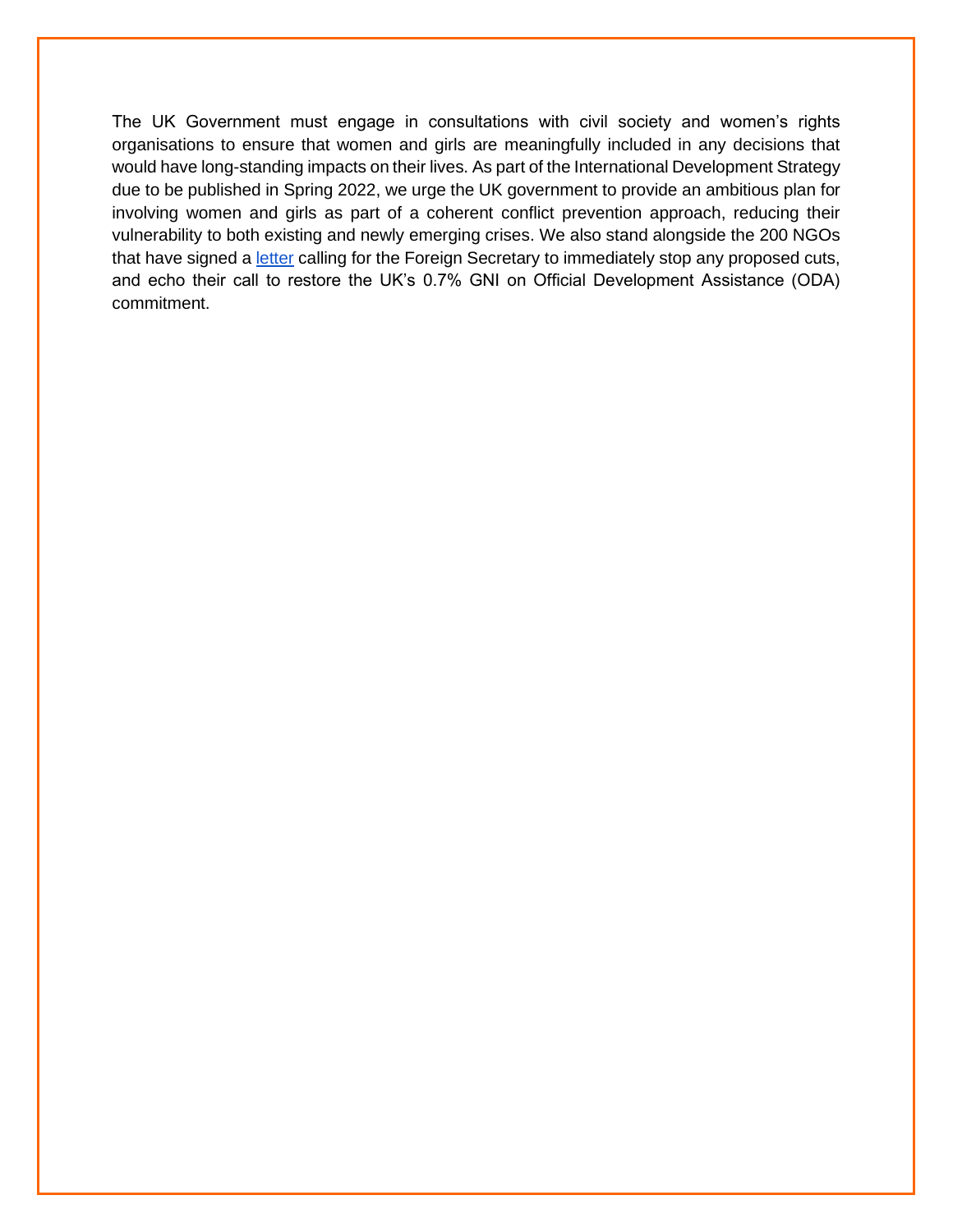The UK Government must engage in consultations with civil society and women's rights organisations to ensure that women and girls are meaningfully included in any decisions that would have long-standing impacts on their lives. As part of the International Development Strategy due to be published in Spring 2022, we urge the UK government to provide an ambitious plan for involving women and girls as part of a coherent conflict prevention approach, reducing their vulnerability to both existing and newly emerging crises. We also stand alongside the 200 NGOs that have signed a letter calling for the Foreign Secretary to immediately stop any proposed cuts, and echo their call to restore the UK's 0.7% GNI on Official Development Assistance (ODA) commitment.